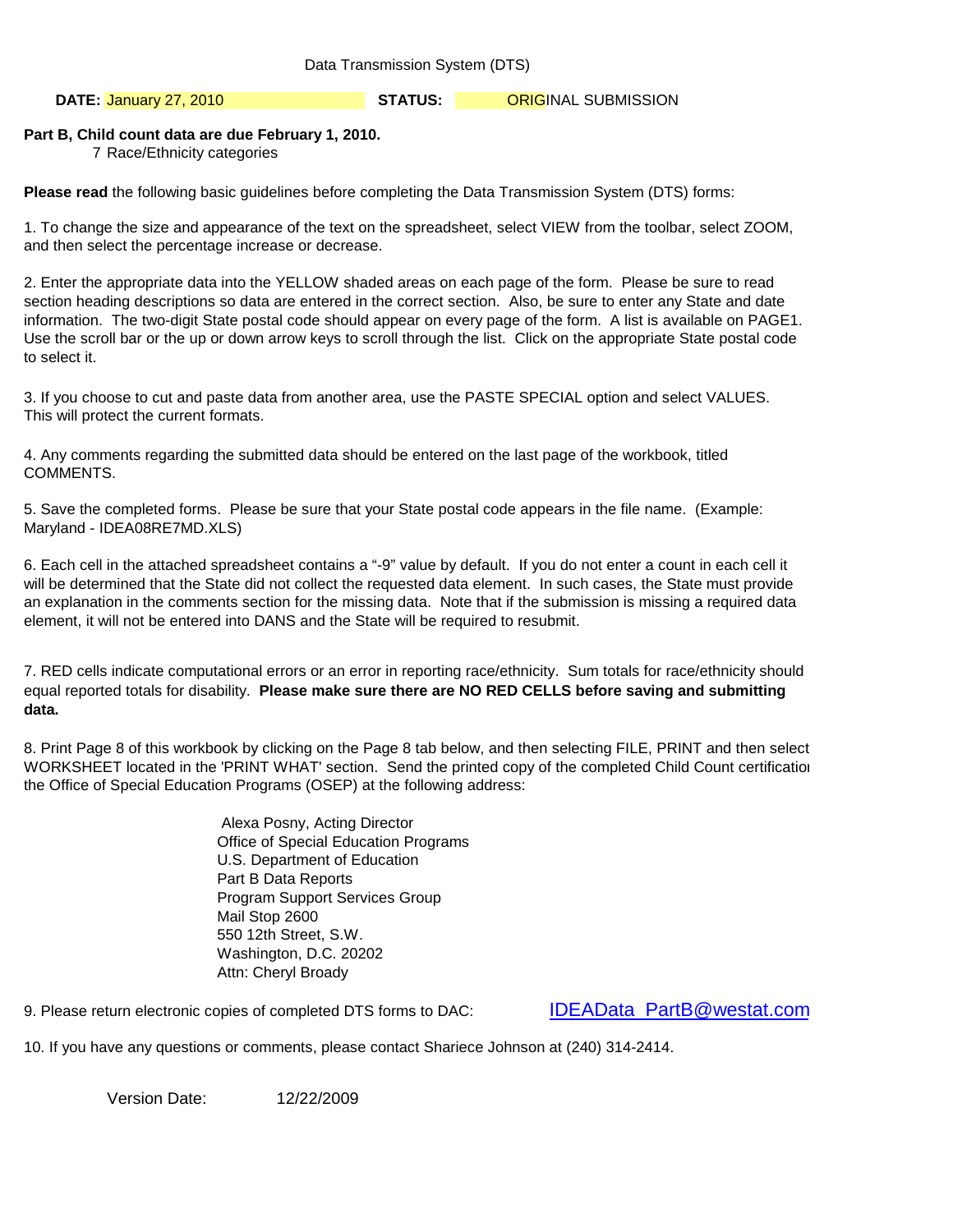Data Transmission System (DTS)

**DATE:** January 27, 2010 **STATUS:** ORIGINAL SUBMISSION

**Part B, Child count data are due February 1, 2010.**
7 Race/Ethnicity categories

**Please read** the following basic guidelines before completing the Data Transmission System (DTS) forms:

1. To change the size and appearance of the text on the spreadsheet, select VIEW from the toolbar, select ZOOM, and then select the percentage increase or decrease.

2. Enter the appropriate data into the YELLOW shaded areas on each page of the form. Please be sure to read section heading descriptions so data are entered in the correct section. Also, be sure to enter any State and date information. The two-digit State postal code should appear on every page of the form. A list is available on PAGE1. Use the scroll bar or the up or down arrow keys to scroll through the list. Click on the appropriate State postal code to select it.

3. If you choose to cut and paste data from another area, use the PASTE SPECIAL option and select VALUES. This will protect the current formats.

4. Any comments regarding the submitted data should be entered on the last page of the workbook, titled COMMENTS.

5. Save the completed forms. Please be sure that your State postal code appears in the file name. (Example: Maryland - IDEA08RE7MD.XLS)

6. Each cell in the attached spreadsheet contains a "-9" value by default. If you do not enter a count in each cell it will be determined that the State did not collect the requested data element. In such cases, the State must provide an explanation in the comments section for the missing data. Note that if the submission is missing a required data element, it will not be entered into DANS and the State will be required to resubmit.

7. RED cells indicate computational errors or an error in reporting race/ethnicity. Sum totals for race/ethnicity should equal reported totals for disability. **Please make sure there are NO RED CELLS before saving and submitting data.**

8. Print Page 8 of this workbook by clicking on the Page 8 tab below, and then selecting FILE, PRINT and then select WORKSHEET located in the 'PRINT WHAT' section. Send the printed copy of the completed Child Count certificatioı the Office of Special Education Programs (OSEP) at the following address:

Alexa Posny, Acting Director
Office of Special Education Programs
U.S. Department of Education
Part B Data Reports
Program Support Services Group
Mail Stop 2600
550 12th Street, S.W.
Washington, D.C. 20202
Attn: Cheryl Broady

9. Please return electronic copies of completed DTS forms to DAC: IDEAData_PartB@westat.com

10. If you have any questions or comments, please contact Shariece Johnson at (240) 314-2414.

Version Date: 12/22/2009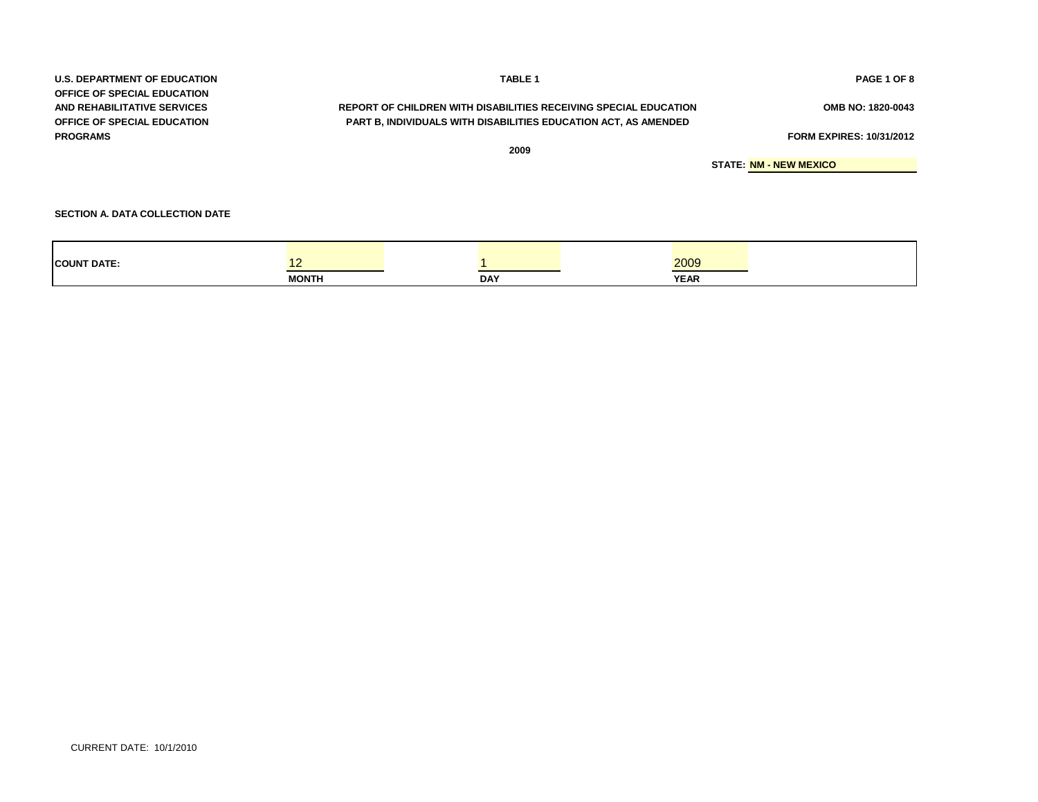U.S. DEPARTMENT OF EDUCATION
OFFICE OF SPECIAL EDUCATION
AND REHABILITATIVE SERVICES
OFFICE OF SPECIAL EDUCATION
PROGRAMS

**TABLE 1**

**REPORT OF CHILDREN WITH DISABILITIES RECEIVING SPECIAL EDUCATION**
**PART B, INDIVIDUALS WITH DISABILITIES EDUCATION ACT, AS AMENDED**

**2009**

OMB NO: 1820-0043

FORM EXPIRES: 10/31/2012

**STATE:** NM - NEW MEXICO

### SECTION A. DATA COLLECTION DATE

| COUNT DATE: | 12 | 1 | 2009 |
|---|---|---|---|
| | MONTH | DAY | YEAR |

CURRENT DATE: 10/1/2010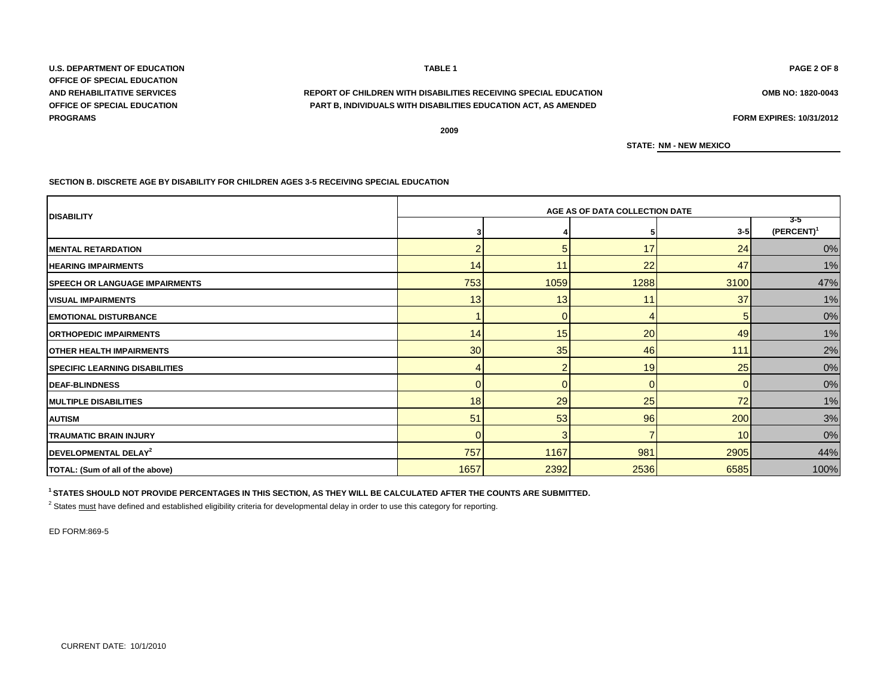U.S. DEPARTMENT OF EDUCATION
OFFICE OF SPECIAL EDUCATION
AND REHABILITATIVE SERVICES
OFFICE OF SPECIAL EDUCATION
PROGRAMS

**TABLE 1**

**REPORT OF CHILDREN WITH DISABILITIES RECEIVING SPECIAL EDUCATION**
**PART B, INDIVIDUALS WITH DISABILITIES EDUCATION ACT, AS AMENDED**

**2009**

OMB NO: 1820-0043

FORM EXPIRES: 10/31/2012

STATE: NM - NEW MEXICO

**SECTION B. DISCRETE AGE BY DISABILITY FOR CHILDREN AGES 3-5 RECEIVING SPECIAL EDUCATION**

| DISABILITY | AGE AS OF DATA COLLECTION DATE | | | | |
|---|---|---|---|---|---|
| | 3 | 4 | 5 | 3-5 | 3-5 (PERCENT)[1] |
| MENTAL RETARDATION | 2 | 5 | 17 | 24 | 0% |
| HEARING IMPAIRMENTS | 14 | 11 | 22 | 47 | 1% |
| SPEECH OR LANGUAGE IMPAIRMENTS | 753 | 1059 | 1288 | 3100 | 47% |
| VISUAL IMPAIRMENTS | 13 | 13 | 11 | 37 | 1% |
| EMOTIONAL DISTURBANCE | 1 | 0 | 4 | 5 | 0% |
| ORTHOPEDIC IMPAIRMENTS | 14 | 15 | 20 | 49 | 1% |
| OTHER HEALTH IMPAIRMENTS | 30 | 35 | 46 | 111 | 2% |
| SPECIFIC LEARNING DISABILITIES | 4 | 2 | 19 | 25 | 0% |
| DEAF-BLINDNESS | 0 | 0 | 0 | 0 | 0% |
| MULTIPLE DISABILITIES | 18 | 29 | 25 | 72 | 1% |
| AUTISM | 51 | 53 | 96 | 200 | 3% |
| TRAUMATIC BRAIN INJURY | 0 | 3 | 7 | 10 | 0% |
| DEVELOPMENTAL DELAY[2] | 757 | 1167 | 981 | 2905 | 44% |
| TOTAL: (Sum of all of the above) | 1657 | 2392 | 2536 | 6585 | 100% |

[1] **STATES SHOULD NOT PROVIDE PERCENTAGES IN THIS SECTION, AS THEY WILL BE CALCULATED AFTER THE COUNTS ARE SUBMITTED.**

[2] States must have defined and established eligibility criteria for developmental delay in order to use this category for reporting.

ED FORM:869-5

CURRENT DATE: 10/1/2010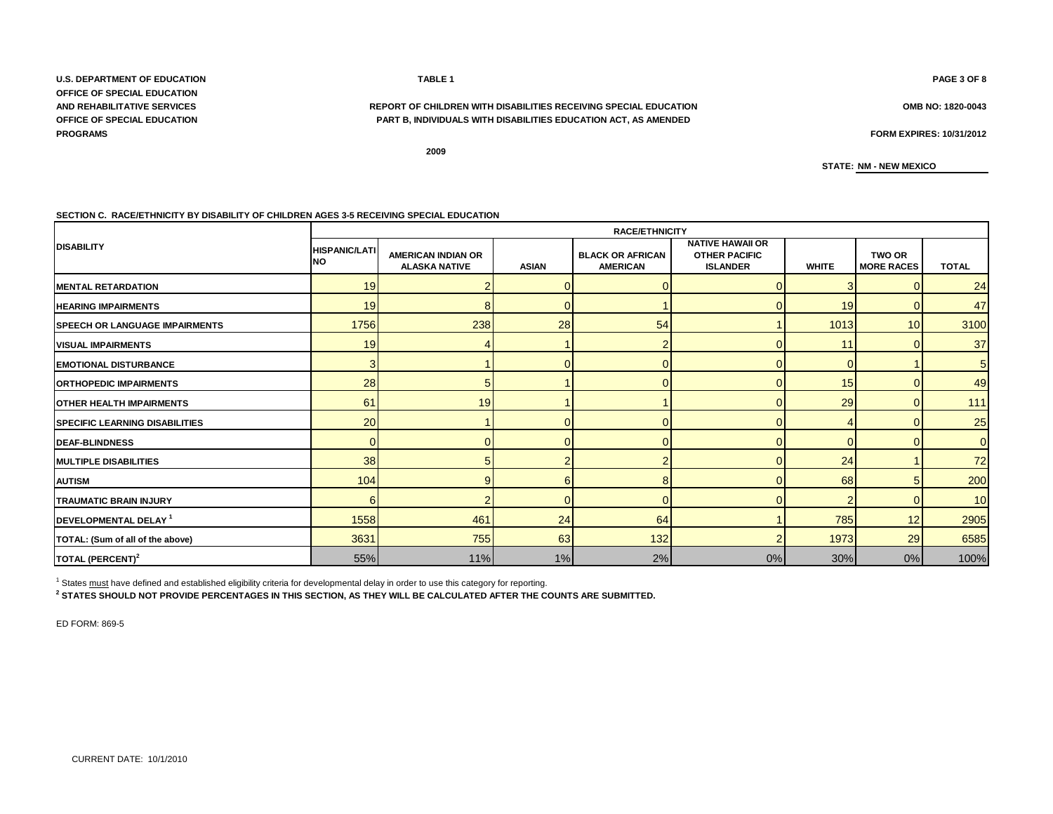U.S. DEPARTMENT OF EDUCATION
OFFICE OF SPECIAL EDUCATION
AND REHABILITATIVE SERVICES
OFFICE OF SPECIAL EDUCATION
PROGRAMS

TABLE 1

PAGE 3 OF 8

**REPORT OF CHILDREN WITH DISABILITIES RECEIVING SPECIAL EDUCATION**
**PART B, INDIVIDUALS WITH DISABILITIES EDUCATION ACT, AS AMENDED**

OMB NO: 1820-0043

FORM EXPIRES: 10/31/2012

2009

STATE: NM - NEW MEXICO

**SECTION C. RACE/ETHNICITY BY DISABILITY OF CHILDREN AGES 3-5 RECEIVING SPECIAL EDUCATION**

| DISABILITY | RACE/ETHNICITY | | | | | | | |
|---|---|---|---|---|---|---|---|---|
| | HISPANIC/LATINO | AMERICAN INDIAN OR ALASKA NATIVE | ASIAN | BLACK OR AFRICAN AMERICAN | NATIVE HAWAII OR OTHER PACIFIC ISLANDER | WHITE | TWO OR MORE RACES | TOTAL |
| MENTAL RETARDATION | 19 | 2 | 0 | 0 | 0 | 3 | 0 | 24 |
| HEARING IMPAIRMENTS | 19 | 8 | 0 | 1 | 0 | 19 | 0 | 47 |
| SPEECH OR LANGUAGE IMPAIRMENTS | 1756 | 238 | 28 | 54 | 1 | 1013 | 10 | 3100 |
| VISUAL IMPAIRMENTS | 19 | 4 | 1 | 2 | 0 | 11 | 0 | 37 |
| EMOTIONAL DISTURBANCE | 3 | 1 | 0 | 0 | 0 | 0 | 1 | 5 |
| ORTHOPEDIC IMPAIRMENTS | 28 | 5 | 1 | 0 | 0 | 15 | 0 | 49 |
| OTHER HEALTH IMPAIRMENTS | 61 | 19 | 1 | 1 | 0 | 29 | 0 | 111 |
| SPECIFIC LEARNING DISABILITIES | 20 | 1 | 0 | 0 | 0 | 4 | 0 | 25 |
| DEAF-BLINDNESS | 0 | 0 | 0 | 0 | 0 | 0 | 0 | 0 |
| MULTIPLE DISABILITIES | 38 | 5 | 2 | 2 | 0 | 24 | 1 | 72 |
| AUTISM | 104 | 9 | 6 | 8 | 0 | 68 | 5 | 200 |
| TRAUMATIC BRAIN INJURY | 6 | 2 | 0 | 0 | 0 | 2 | 0 | 10 |
| DEVELOPMENTAL DELAY [1] | 1558 | 461 | 24 | 64 | 1 | 785 | 12 | 2905 |
| TOTAL: (Sum of all of the above) | 3631 | 755 | 63 | 132 | 2 | 1973 | 29 | 6585 |
| TOTAL (PERCENT)[2] | 55% | 11% | 1% | 2% | 0% | 30% | 0% | 100% |

[1] States must have defined and established eligibility criteria for developmental delay in order to use this category for reporting.
**[2] STATES SHOULD NOT PROVIDE PERCENTAGES IN THIS SECTION, AS THEY WILL BE CALCULATED AFTER THE COUNTS ARE SUBMITTED.**

ED FORM: 869-5

CURRENT DATE: 10/1/2010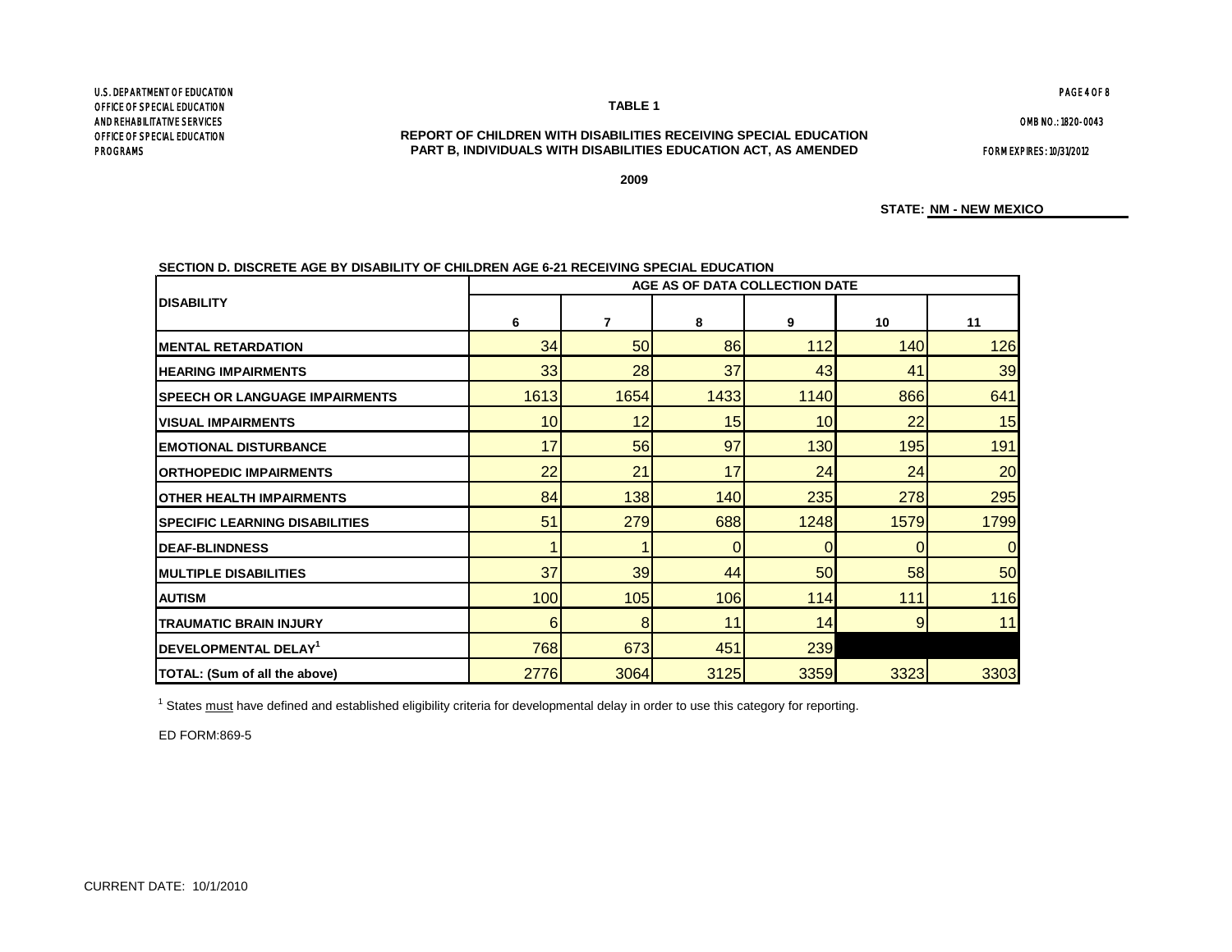U.S. DEPARTMENT OF EDUCATION
OFFICE OF SPECIAL EDUCATION
AND REHABILITATIVE SERVICES
OFFICE OF SPECIAL EDUCATION
PROGRAMS

OMB NO.: 1820-0043

FORM EXPIRES: 10/31/2012

**TABLE 1**

**REPORT OF CHILDREN WITH DISABILITIES RECEIVING SPECIAL EDUCATION**
**PART B, INDIVIDUALS WITH DISABILITIES EDUCATION ACT, AS AMENDED**

**2009**

**STATE: NM - NEW MEXICO**

**SECTION D. DISCRETE AGE BY DISABILITY OF CHILDREN AGE 6-21 RECEIVING SPECIAL EDUCATION**

| DISABILITY | AGE AS OF DATA COLLECTION DATE | | | | | |
|---|---|---|---|---|---|---|
| | 6 | 7 | 8 | 9 | 10 | 11 |
| MENTAL RETARDATION | 34 | 50 | 86 | 112 | 140 | 126 |
| HEARING IMPAIRMENTS | 33 | 28 | 37 | 43 | 41 | 39 |
| SPEECH OR LANGUAGE IMPAIRMENTS | 1613 | 1654 | 1433 | 1140 | 866 | 641 |
| VISUAL IMPAIRMENTS | 10 | 12 | 15 | 10 | 22 | 15 |
| EMOTIONAL DISTURBANCE | 17 | 56 | 97 | 130 | 195 | 191 |
| ORTHOPEDIC IMPAIRMENTS | 22 | 21 | 17 | 24 | 24 | 20 |
| OTHER HEALTH IMPAIRMENTS | 84 | 138 | 140 | 235 | 278 | 295 |
| SPECIFIC LEARNING DISABILITIES | 51 | 279 | 688 | 1248 | 1579 | 1799 |
| DEAF-BLINDNESS | 1 | 1 | 0 | 0 | 0 | 0 |
| MULTIPLE DISABILITIES | 37 | 39 | 44 | 50 | 58 | 50 |
| AUTISM | 100 | 105 | 106 | 114 | 111 | 116 |
| TRAUMATIC BRAIN INJURY | 6 | 8 | 11 | 14 | 9 | 11 |
| DEVELOPMENTAL DELAY[1] | 768 | 673 | 451 | 239 | | |
| TOTAL: (Sum of all the above) | 2776 | 3064 | 3125 | 3359 | 3323 | 3303 |

[1] States must have defined and established eligibility criteria for developmental delay in order to use this category for reporting.

ED FORM:869-5

CURRENT DATE: 10/1/2010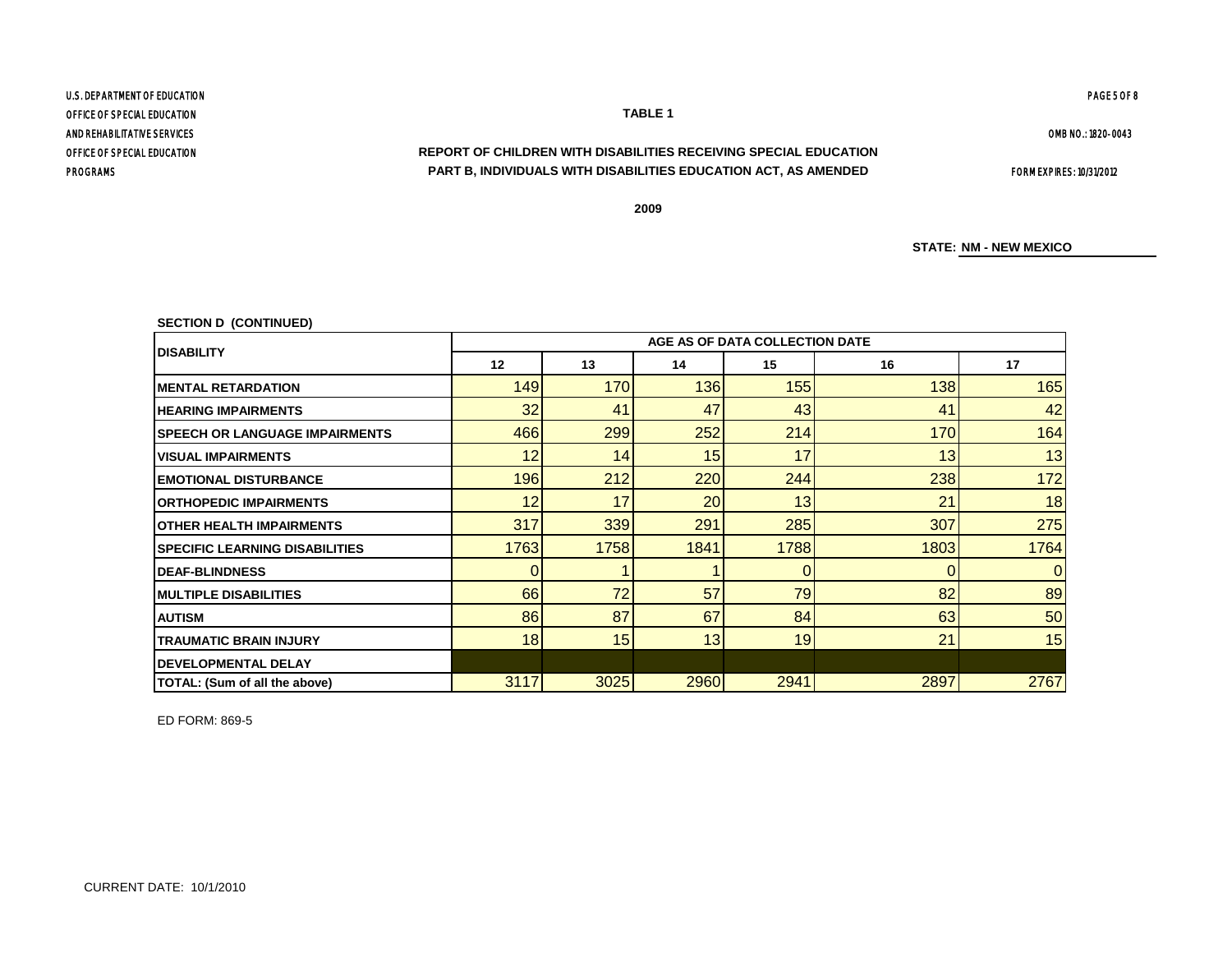U.S. DEPARTMENT OF EDUCATION
OFFICE OF SPECIAL EDUCATION
AND REHABILITATIVE SERVICES
OFFICE OF SPECIAL EDUCATION
PROGRAMS

OMB NO.: 1820-0043

FORM EXPIRES: 10/31/2012

**TABLE 1**

**REPORT OF CHILDREN WITH DISABILITIES RECEIVING SPECIAL EDUCATION**
**PART B, INDIVIDUALS WITH DISABILITIES EDUCATION ACT, AS AMENDED**

**2009**

**STATE: NM - NEW MEXICO**

**SECTION D (CONTINUED)**

| DISABILITY | AGE AS OF DATA COLLECTION DATE | | | | | |
|---|---|---|---|---|---|---|
| | 12 | 13 | 14 | 15 | 16 | 17 |
| MENTAL RETARDATION | 149 | 170 | 136 | 155 | 138 | 165 |
| HEARING IMPAIRMENTS | 32 | 41 | 47 | 43 | 41 | 42 |
| SPEECH OR LANGUAGE IMPAIRMENTS | 466 | 299 | 252 | 214 | 170 | 164 |
| VISUAL IMPAIRMENTS | 12 | 14 | 15 | 17 | 13 | 13 |
| EMOTIONAL DISTURBANCE | 196 | 212 | 220 | 244 | 238 | 172 |
| ORTHOPEDIC IMPAIRMENTS | 12 | 17 | 20 | 13 | 21 | 18 |
| OTHER HEALTH IMPAIRMENTS | 317 | 339 | 291 | 285 | 307 | 275 |
| SPECIFIC LEARNING DISABILITIES | 1763 | 1758 | 1841 | 1788 | 1803 | 1764 |
| DEAF-BLINDNESS | 0 | 1 | 1 | 0 | 0 | 0 |
| MULTIPLE DISABILITIES | 66 | 72 | 57 | 79 | 82 | 89 |
| AUTISM | 86 | 87 | 67 | 84 | 63 | 50 |
| TRAUMATIC BRAIN INJURY | 18 | 15 | 13 | 19 | 21 | 15 |
| DEVELOPMENTAL DELAY | | | | | | |
| TOTAL: (Sum of all the above) | 3117 | 3025 | 2960 | 2941 | 2897 | 2767 |

ED FORM: 869-5

CURRENT DATE: 10/1/2010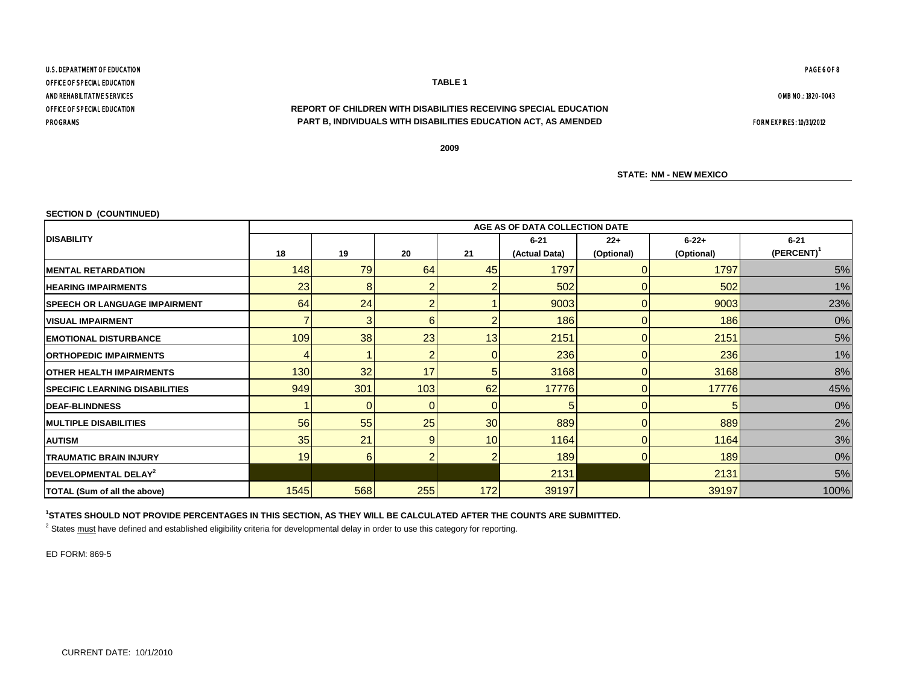U.S. DEPARTMENT OF EDUCATION
OFFICE OF SPECIAL EDUCATION
AND REHABILITATIVE SERVICES
OFFICE OF SPECIAL EDUCATION
PROGRAMS

**TABLE 1**

OMB NO.: 1820-0043

**REPORT OF CHILDREN WITH DISABILITIES RECEIVING SPECIAL EDUCATION**
**PART B, INDIVIDUALS WITH DISABILITIES EDUCATION ACT, AS AMENDED**

FORM EXPIRES: 10/31/2012

**2009**

**STATE: NM - NEW MEXICO**

**SECTION D (COUNTINUED)**

| DISABILITY | AGE AS OF DATA COLLECTION DATE | | | | | | | |
|---|---|---|---|---|---|---|---|---|
| | 18 | 19 | 20 | 21 | 6-21 (Actual Data) | 22+ (Optional) | 6-22+ (Optional) | 6-21 (PERCENT)[1] |
| MENTAL RETARDATION | 148 | 79 | 64 | 45 | 1797 | 0 | 1797 | 5% |
| HEARING IMPAIRMENTS | 23 | 8 | 2 | 2 | 502 | 0 | 502 | 1% |
| SPEECH OR LANGUAGE IMPAIRMENT | 64 | 24 | 2 | 1 | 9003 | 0 | 9003 | 23% |
| VISUAL IMPAIRMENT | 7 | 3 | 6 | 2 | 186 | 0 | 186 | 0% |
| EMOTIONAL DISTURBANCE | 109 | 38 | 23 | 13 | 2151 | 0 | 2151 | 5% |
| ORTHOPEDIC IMPAIRMENTS | 4 | 1 | 2 | 0 | 236 | 0 | 236 | 1% |
| OTHER HEALTH IMPAIRMENTS | 130 | 32 | 17 | 5 | 3168 | 0 | 3168 | 8% |
| SPECIFIC LEARNING DISABILITIES | 949 | 301 | 103 | 62 | 17776 | 0 | 17776 | 45% |
| DEAF-BLINDNESS | 1 | 0 | 0 | 0 | 5 | 0 | 5 | 0% |
| MULTIPLE DISABILITIES | 56 | 55 | 25 | 30 | 889 | 0 | 889 | 2% |
| AUTISM | 35 | 21 | 9 | 10 | 1164 | 0 | 1164 | 3% |
| TRAUMATIC BRAIN INJURY | 19 | 6 | 2 | 2 | 189 | 0 | 189 | 0% |
| DEVELOPMENTAL DELAY[2] | | | | | 2131 | | 2131 | 5% |
| TOTAL (Sum of all the above) | 1545 | 568 | 255 | 172 | 39197 | | 39197 | 100% |

[1]**STATES SHOULD NOT PROVIDE PERCENTAGES IN THIS SECTION, AS THEY WILL BE CALCULATED AFTER THE COUNTS ARE SUBMITTED.**

[2] States must have defined and established eligibility criteria for developmental delay in order to use this category for reporting.

ED FORM: 869-5

CURRENT DATE: 10/1/2010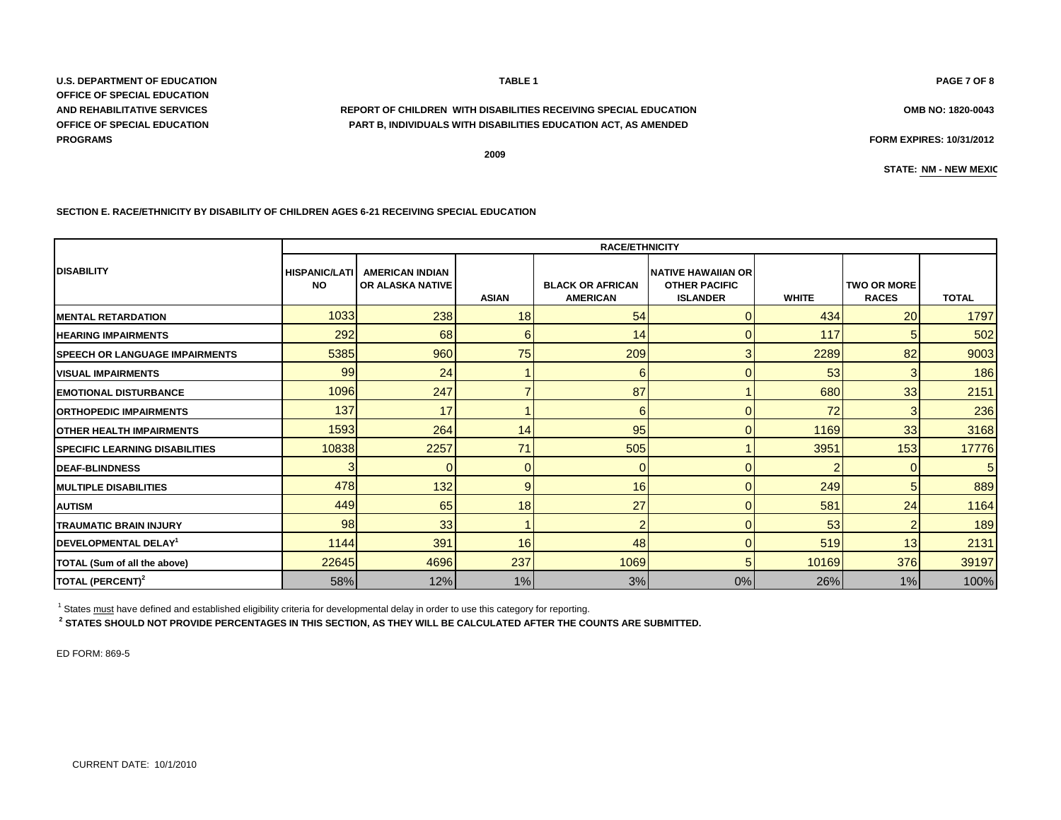U.S. DEPARTMENT OF EDUCATION
OFFICE OF SPECIAL EDUCATION
AND REHABILITATIVE SERVICES
OFFICE OF SPECIAL EDUCATION
PROGRAMS

TABLE 1

PAGE 7 OF 8

**REPORT OF CHILDREN WITH DISABILITIES RECEIVING SPECIAL EDUCATION**
**PART B, INDIVIDUALS WITH DISABILITIES EDUCATION ACT, AS AMENDED**

OMB NO: 1820-0043

FORM EXPIRES: 10/31/2012

2009

STATE: NM - NEW MEXIC

**SECTION E. RACE/ETHNICITY BY DISABILITY OF CHILDREN AGES 6-21 RECEIVING SPECIAL EDUCATION**

| DISABILITY | RACE/ETHNICITY | | | | | | | |
|---|---|---|---|---|---|---|---|---|
| | HISPANIC/LATINO | AMERICAN INDIAN OR ALASKA NATIVE | ASIAN | BLACK OR AFRICAN AMERICAN | NATIVE HAWAIIAN OR OTHER PACIFIC ISLANDER | WHITE | TWO OR MORE RACES | TOTAL |
| MENTAL RETARDATION | 1033 | 238 | 18 | 54 | 0 | 434 | 20 | 1797 |
| HEARING IMPAIRMENTS | 292 | 68 | 6 | 14 | 0 | 117 | 5 | 502 |
| SPEECH OR LANGUAGE IMPAIRMENTS | 5385 | 960 | 75 | 209 | 3 | 2289 | 82 | 9003 |
| VISUAL IMPAIRMENTS | 99 | 24 | 1 | 6 | 0 | 53 | 3 | 186 |
| EMOTIONAL DISTURBANCE | 1096 | 247 | 7 | 87 | 1 | 680 | 33 | 2151 |
| ORTHOPEDIC IMPAIRMENTS | 137 | 17 | 1 | 6 | 0 | 72 | 3 | 236 |
| OTHER HEALTH IMPAIRMENTS | 1593 | 264 | 14 | 95 | 0 | 1169 | 33 | 3168 |
| SPECIFIC LEARNING DISABILITIES | 10838 | 2257 | 71 | 505 | 1 | 3951 | 153 | 17776 |
| DEAF-BLINDNESS | 3 | 0 | 0 | 0 | 0 | 2 | 0 | 5 |
| MULTIPLE DISABILITIES | 478 | 132 | 9 | 16 | 0 | 249 | 5 | 889 |
| AUTISM | 449 | 65 | 18 | 27 | 0 | 581 | 24 | 1164 |
| TRAUMATIC BRAIN INJURY | 98 | 33 | 1 | 2 | 0 | 53 | 2 | 189 |
| DEVELOPMENTAL DELAY[1] | 1144 | 391 | 16 | 48 | 0 | 519 | 13 | 2131 |
| TOTAL (Sum of all the above) | 22645 | 4696 | 237 | 1069 | 5 | 10169 | 376 | 39197 |
| TOTAL (PERCENT)[2] | 58% | 12% | 1% | 3% | 0% | 26% | 1% | 100% |

[1] States must have defined and established eligibility criteria for developmental delay in order to use this category for reporting.

[2] **STATES SHOULD NOT PROVIDE PERCENTAGES IN THIS SECTION, AS THEY WILL BE CALCULATED AFTER THE COUNTS ARE SUBMITTED.**

ED FORM: 869-5

CURRENT DATE: 10/1/2010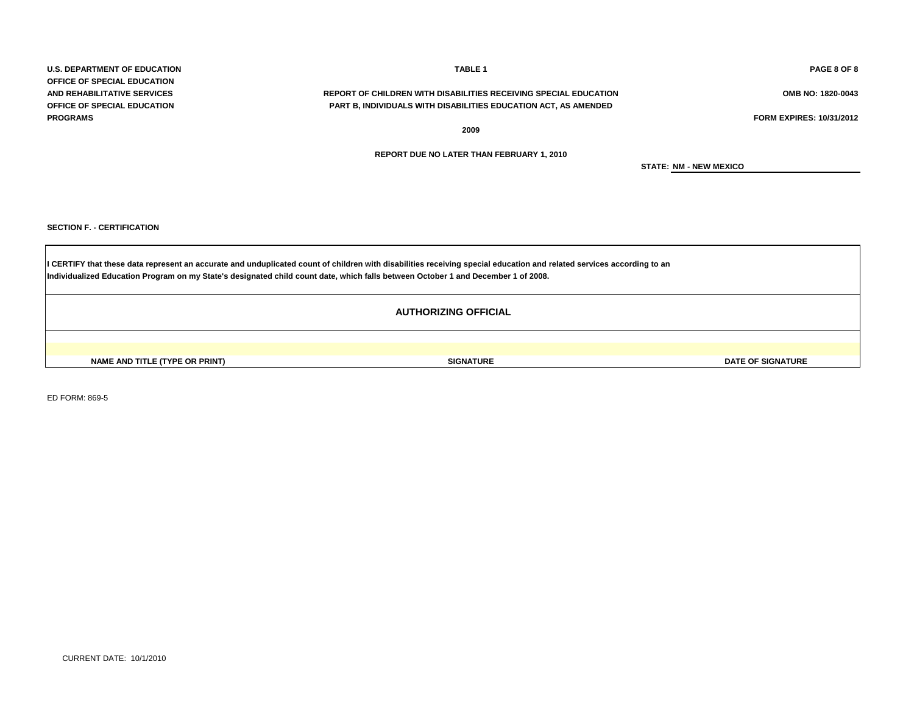U.S. DEPARTMENT OF EDUCATION
OFFICE OF SPECIAL EDUCATION
AND REHABILITATIVE SERVICES
OFFICE OF SPECIAL EDUCATION
PROGRAMS

**TABLE 1**

**REPORT OF CHILDREN WITH DISABILITIES RECEIVING SPECIAL EDUCATION**
**PART B, INDIVIDUALS WITH DISABILITIES EDUCATION ACT, AS AMENDED**

**2009**

**REPORT DUE NO LATER THAN FEBRUARY 1, 2010**

OMB NO: 1820-0043

FORM EXPIRES: 10/31/2012

**STATE: NM - NEW MEXICO**

**SECTION F. - CERTIFICATION**

**I CERTIFY that these data represent an accurate and unduplicated count of children with disabilities receiving special education and related services according to an Individualized Education Program on my State's designated child count date, which falls between October 1 and December 1 of 2008.**

| AUTHORIZING OFFICIAL | | |
|---|---|---|
| | | |
| NAME AND TITLE (TYPE OR PRINT) | SIGNATURE | DATE OF SIGNATURE |

ED FORM: 869-5

CURRENT DATE: 10/1/2010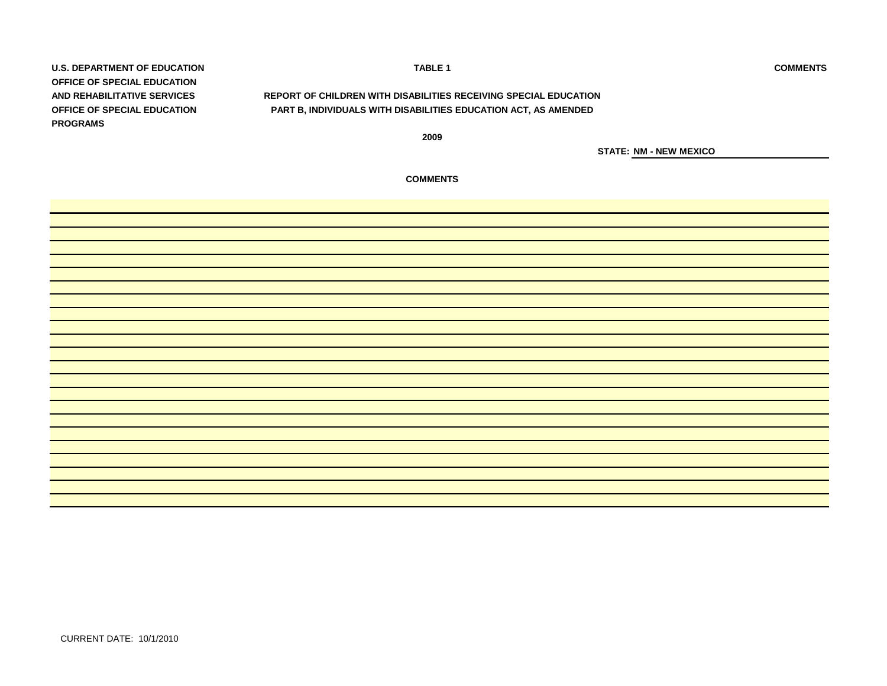**U.S. DEPARTMENT OF EDUCATION**
**OFFICE OF SPECIAL EDUCATION**
**AND REHABILITATIVE SERVICES**
**OFFICE OF SPECIAL EDUCATION**
**PROGRAMS**

**TABLE 1**

**COMMENTS**

**REPORT OF CHILDREN WITH DISABILITIES RECEIVING SPECIAL EDUCATION**
**PART B, INDIVIDUALS WITH DISABILITIES EDUCATION ACT, AS AMENDED**

**2009**

**STATE: NM - NEW MEXICO**

**COMMENTS**

CURRENT DATE: 10/1/2010